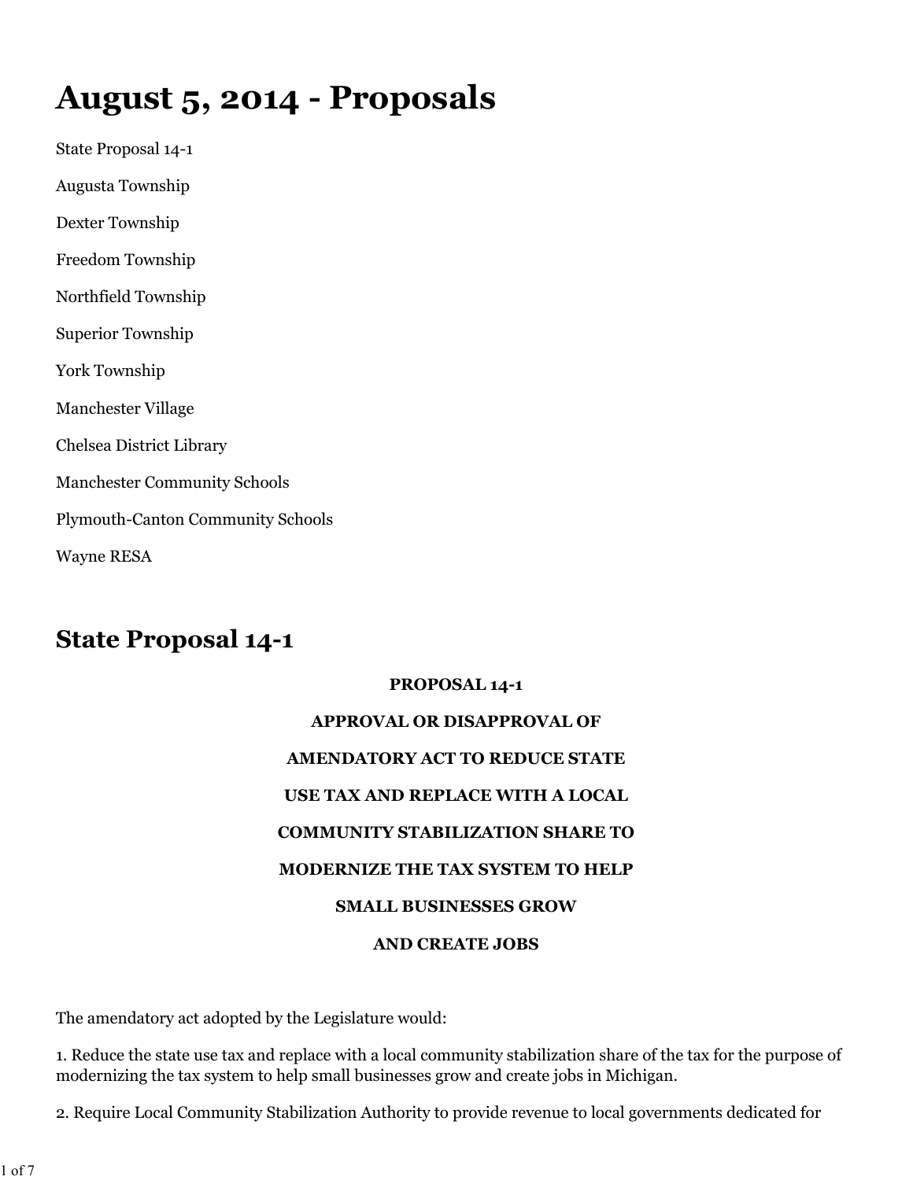# August 5, 2014 - Proposals

State Proposal 14-1

Augusta Township

Dexter Township

Freedom Township

Northfield Township

Superior Township

York Township

Manchester Village

Chelsea District Library

Manchester Community Schools

Plymouth-Canton Community Schools

Wayne RESA

## State Proposal 14-1

**PROPOSAL 14-1**

**APPROVAL OR DISAPPROVAL OF**

**AMENDATORY ACT TO REDUCE STATE**

**USE TAX AND REPLACE WITH A LOCAL**

**COMMUNITY STABILIZATION SHARE TO**

**MODERNIZE THE TAX SYSTEM TO HELP**

**SMALL BUSINESSES GROW**

**AND CREATE JOBS**

The amendatory act adopted by the Legislature would:

1. Reduce the state use tax and replace with a local community stabilization share of the tax for the purpose of modernizing the tax system to help small businesses grow and create jobs in Michigan.

2. Require Local Community Stabilization Authority to provide revenue to local governments dedicated for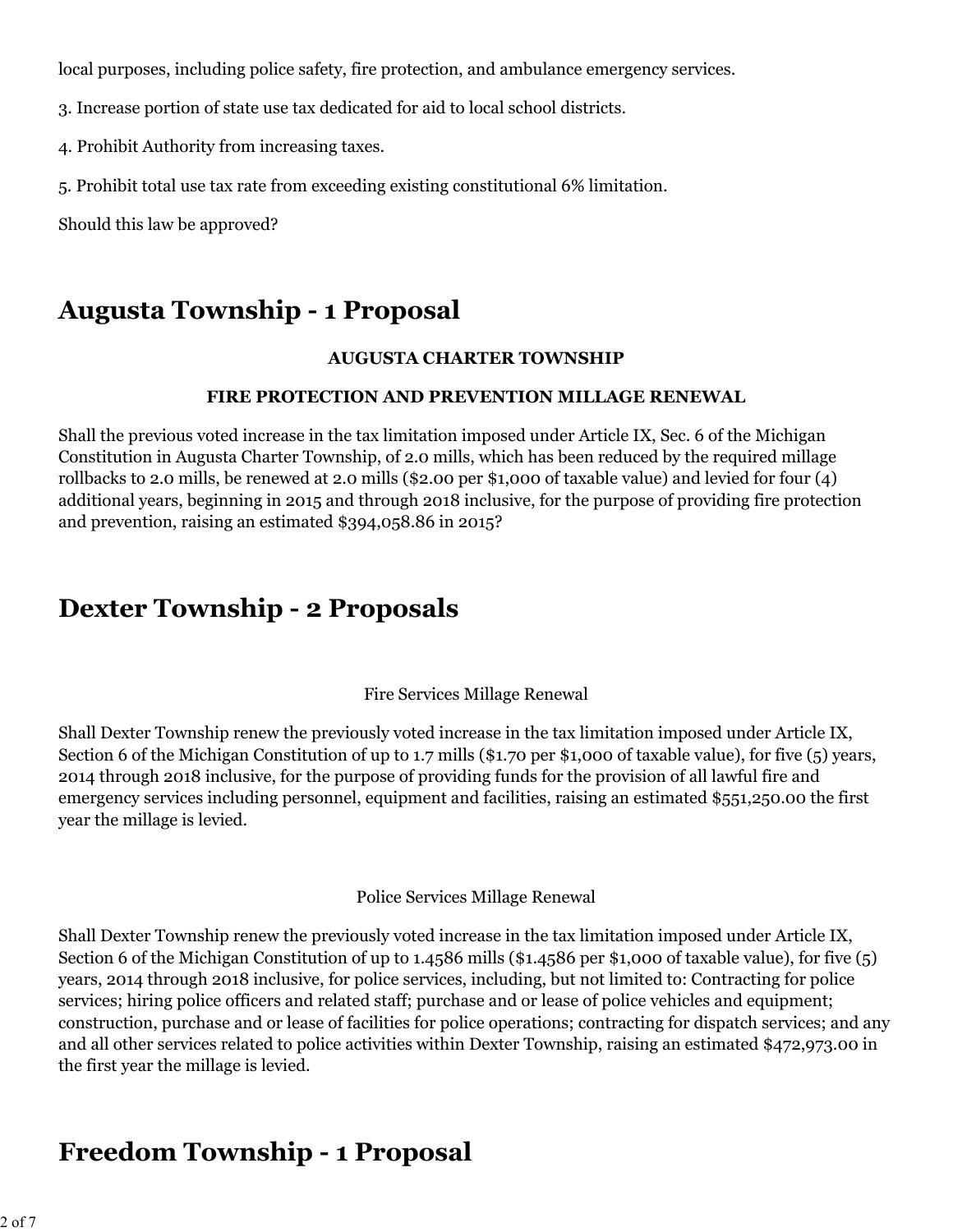local purposes, including police safety, fire protection, and ambulance emergency services.

3. Increase portion of state use tax dedicated for aid to local school districts.

4. Prohibit Authority from increasing taxes.

5. Prohibit total use tax rate from exceeding existing constitutional 6% limitation.

Should this law be approved?

## Augusta Township - 1 Proposal

**AUGUSTA CHARTER TOWNSHIP**

**FIRE PROTECTION AND PREVENTION MILLAGE RENEWAL**

Shall the previous voted increase in the tax limitation imposed under Article IX, Sec. 6 of the Michigan Constitution in Augusta Charter Township, of 2.0 mills, which has been reduced by the required millage rollbacks to 2.0 mills, be renewed at 2.0 mills ($2.00 per $1,000 of taxable value) and levied for four (4) additional years, beginning in 2015 and through 2018 inclusive, for the purpose of providing fire protection and prevention, raising an estimated $394,058.86 in 2015?

## Dexter Township - 2 Proposals

Fire Services Millage Renewal

Shall Dexter Township renew the previously voted increase in the tax limitation imposed under Article IX, Section 6 of the Michigan Constitution of up to 1.7 mills ($1.70 per $1,000 of taxable value), for five (5) years, 2014 through 2018 inclusive, for the purpose of providing funds for the provision of all lawful fire and emergency services including personnel, equipment and facilities, raising an estimated $551,250.00 the first year the millage is levied.

Police Services Millage Renewal

Shall Dexter Township renew the previously voted increase in the tax limitation imposed under Article IX, Section 6 of the Michigan Constitution of up to 1.4586 mills ($1.4586 per $1,000 of taxable value), for five (5) years, 2014 through 2018 inclusive, for police services, including, but not limited to: Contracting for police services; hiring police officers and related staff; purchase and or lease of police vehicles and equipment; construction, purchase and or lease of facilities for police operations; contracting for dispatch services; and any and all other services related to police activities within Dexter Township, raising an estimated $472,973.00 in the first year the millage is levied.

## Freedom Township - 1 Proposal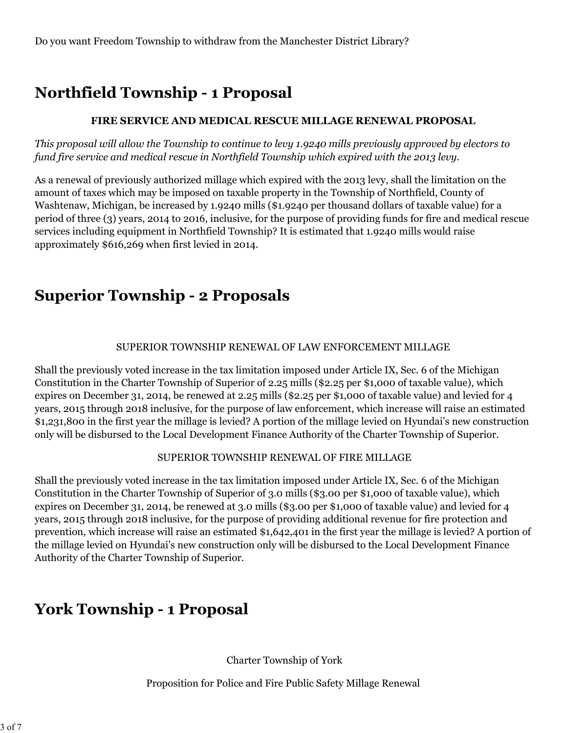Do you want Freedom Township to withdraw from the Manchester District Library?

## Northfield Township - 1 Proposal

**FIRE SERVICE AND MEDICAL RESCUE MILLAGE RENEWAL PROPOSAL**

*This proposal will allow the Township to continue to levy 1.9240 mills previously approved by electors to fund fire service and medical rescue in Northfield Township which expired with the 2013 levy.*

As a renewal of previously authorized millage which expired with the 2013 levy, shall the limitation on the amount of taxes which may be imposed on taxable property in the Township of Northfield, County of Washtenaw, Michigan, be increased by 1.9240 mills ($1.9240 per thousand dollars of taxable value) for a period of three (3) years, 2014 to 2016, inclusive, for the purpose of providing funds for fire and medical rescue services including equipment in Northfield Township? It is estimated that 1.9240 mills would raise approximately $616,269 when first levied in 2014.

## Superior Township - 2 Proposals

SUPERIOR TOWNSHIP RENEWAL OF LAW ENFORCEMENT MILLAGE

Shall the previously voted increase in the tax limitation imposed under Article IX, Sec. 6 of the Michigan Constitution in the Charter Township of Superior of 2.25 mills ($2.25 per $1,000 of taxable value), which expires on December 31, 2014, be renewed at 2.25 mills ($2.25 per $1,000 of taxable value) and levied for 4 years, 2015 through 2018 inclusive, for the purpose of law enforcement, which increase will raise an estimated $1,231,800 in the first year the millage is levied? A portion of the millage levied on Hyundai's new construction only will be disbursed to the Local Development Finance Authority of the Charter Township of Superior.

SUPERIOR TOWNSHIP RENEWAL OF FIRE MILLAGE

Shall the previously voted increase in the tax limitation imposed under Article IX, Sec. 6 of the Michigan Constitution in the Charter Township of Superior of 3.0 mills ($3.00 per $1,000 of taxable value), which expires on December 31, 2014, be renewed at 3.0 mills ($3.00 per $1,000 of taxable value) and levied for 4 years, 2015 through 2018 inclusive, for the purpose of providing additional revenue for fire protection and prevention, which increase will raise an estimated $1,642,401 in the first year the millage is levied? A portion of the millage levied on Hyundai's new construction only will be disbursed to the Local Development Finance Authority of the Charter Township of Superior.

## York Township - 1 Proposal

Charter Township of York

Proposition for Police and Fire Public Safety Millage Renewal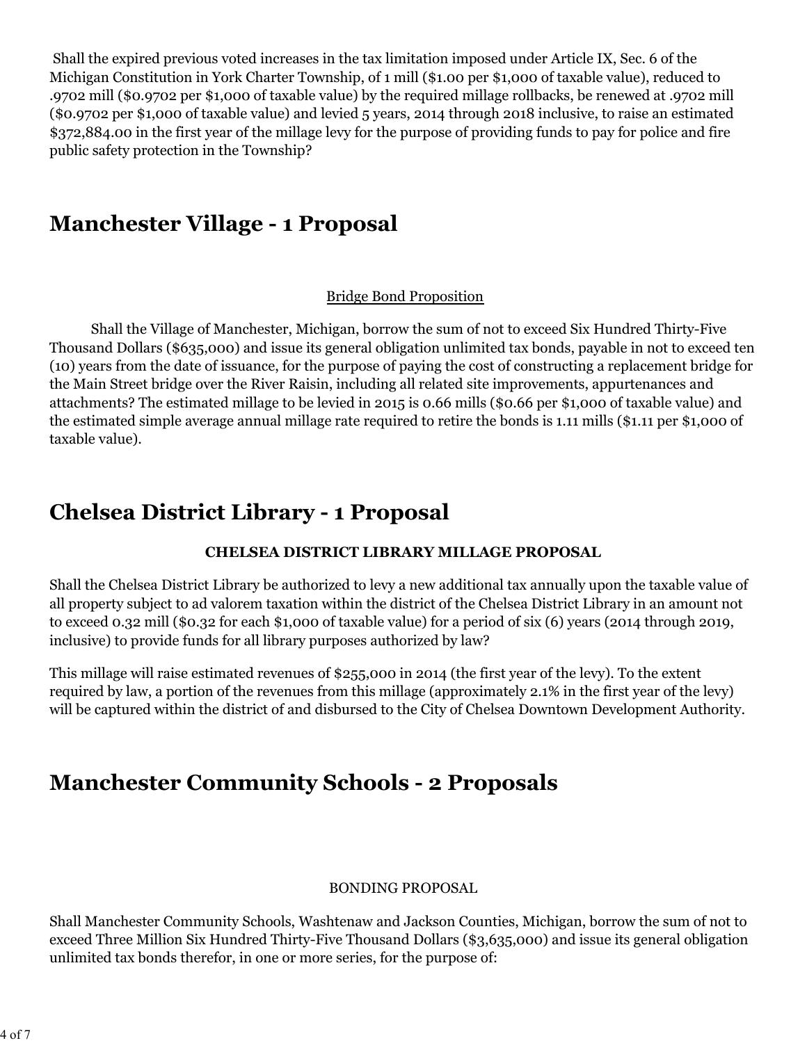Shall the expired previous voted increases in the tax limitation imposed under Article IX, Sec. 6 of the Michigan Constitution in York Charter Township, of 1 mill ($1.00 per $1,000 of taxable value), reduced to .9702 mill ($0.9702 per $1,000 of taxable value) by the required millage rollbacks, be renewed at .9702 mill ($0.9702 per $1,000 of taxable value) and levied 5 years, 2014 through 2018 inclusive, to raise an estimated $372,884.00 in the first year of the millage levy for the purpose of providing funds to pay for police and fire public safety protection in the Township?

## Manchester Village - 1 Proposal

<u>Bridge Bond Proposition</u>

Shall the Village of Manchester, Michigan, borrow the sum of not to exceed Six Hundred Thirty-Five Thousand Dollars ($635,000) and issue its general obligation unlimited tax bonds, payable in not to exceed ten (10) years from the date of issuance, for the purpose of paying the cost of constructing a replacement bridge for the Main Street bridge over the River Raisin, including all related site improvements, appurtenances and attachments? The estimated millage to be levied in 2015 is 0.66 mills ($0.66 per $1,000 of taxable value) and the estimated simple average annual millage rate required to retire the bonds is 1.11 mills ($1.11 per $1,000 of taxable value).

## Chelsea District Library - 1 Proposal

**CHELSEA DISTRICT LIBRARY MILLAGE PROPOSAL**

Shall the Chelsea District Library be authorized to levy a new additional tax annually upon the taxable value of all property subject to ad valorem taxation within the district of the Chelsea District Library in an amount not to exceed 0.32 mill ($0.32 for each $1,000 of taxable value) for a period of six (6) years (2014 through 2019, inclusive) to provide funds for all library purposes authorized by law?

This millage will raise estimated revenues of $255,000 in 2014 (the first year of the levy). To the extent required by law, a portion of the revenues from this millage (approximately 2.1% in the first year of the levy) will be captured within the district of and disbursed to the City of Chelsea Downtown Development Authority.

## Manchester Community Schools - 2 Proposals

BONDING PROPOSAL

Shall Manchester Community Schools, Washtenaw and Jackson Counties, Michigan, borrow the sum of not to exceed Three Million Six Hundred Thirty-Five Thousand Dollars ($3,635,000) and issue its general obligation unlimited tax bonds therefor, in one or more series, for the purpose of: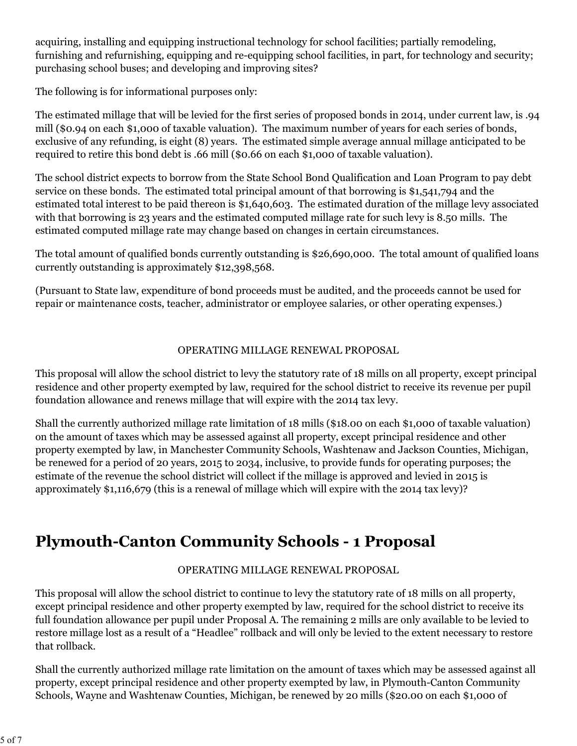acquiring, installing and equipping instructional technology for school facilities; partially remodeling, furnishing and refurnishing, equipping and re-equipping school facilities, in part, for technology and security; purchasing school buses; and developing and improving sites?

The following is for informational purposes only:

The estimated millage that will be levied for the first series of proposed bonds in 2014, under current law, is .94 mill ($0.94 on each $1,000 of taxable valuation). The maximum number of years for each series of bonds, exclusive of any refunding, is eight (8) years. The estimated simple average annual millage anticipated to be required to retire this bond debt is .66 mill ($0.66 on each $1,000 of taxable valuation).

The school district expects to borrow from the State School Bond Qualification and Loan Program to pay debt service on these bonds. The estimated total principal amount of that borrowing is $1,541,794 and the estimated total interest to be paid thereon is $1,640,603. The estimated duration of the millage levy associated with that borrowing is 23 years and the estimated computed millage rate for such levy is 8.50 mills. The estimated computed millage rate may change based on changes in certain circumstances.

The total amount of qualified bonds currently outstanding is $26,690,000. The total amount of qualified loans currently outstanding is approximately $12,398,568.

(Pursuant to State law, expenditure of bond proceeds must be audited, and the proceeds cannot be used for repair or maintenance costs, teacher, administrator or employee salaries, or other operating expenses.)

OPERATING MILLAGE RENEWAL PROPOSAL

This proposal will allow the school district to levy the statutory rate of 18 mills on all property, except principal residence and other property exempted by law, required for the school district to receive its revenue per pupil foundation allowance and renews millage that will expire with the 2014 tax levy.

Shall the currently authorized millage rate limitation of 18 mills ($18.00 on each $1,000 of taxable valuation) on the amount of taxes which may be assessed against all property, except principal residence and other property exempted by law, in Manchester Community Schools, Washtenaw and Jackson Counties, Michigan, be renewed for a period of 20 years, 2015 to 2034, inclusive, to provide funds for operating purposes; the estimate of the revenue the school district will collect if the millage is approved and levied in 2015 is approximately $1,116,679 (this is a renewal of millage which will expire with the 2014 tax levy)?

# Plymouth-Canton Community Schools - 1 Proposal

OPERATING MILLAGE RENEWAL PROPOSAL

This proposal will allow the school district to continue to levy the statutory rate of 18 mills on all property, except principal residence and other property exempted by law, required for the school district to receive its full foundation allowance per pupil under Proposal A. The remaining 2 mills are only available to be levied to restore millage lost as a result of a “Headlee” rollback and will only be levied to the extent necessary to restore that rollback.

Shall the currently authorized millage rate limitation on the amount of taxes which may be assessed against all property, except principal residence and other property exempted by law, in Plymouth-Canton Community Schools, Wayne and Washtenaw Counties, Michigan, be renewed by 20 mills ($20.00 on each $1,000 of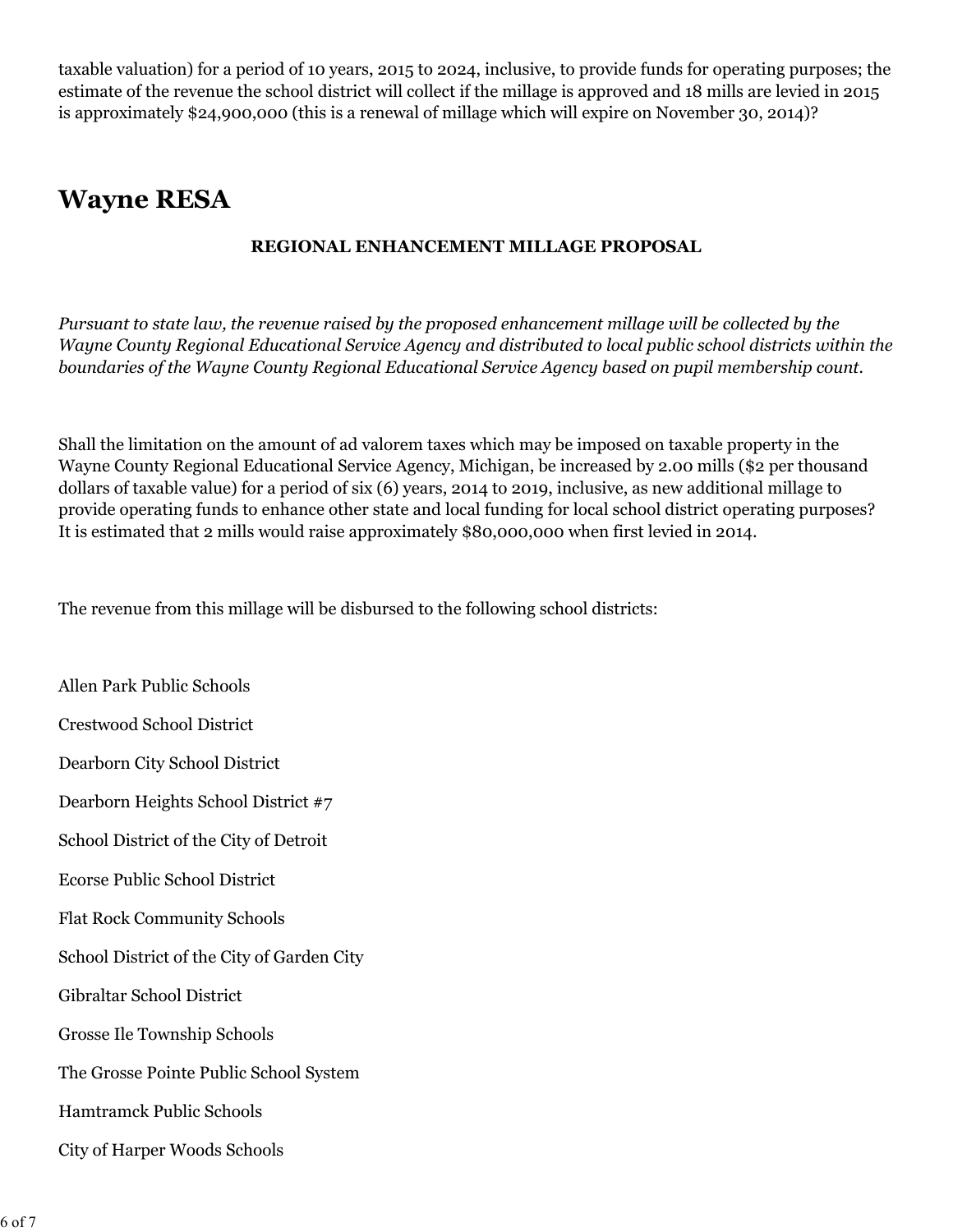taxable valuation) for a period of 10 years, 2015 to 2024, inclusive, to provide funds for operating purposes; the estimate of the revenue the school district will collect if the millage is approved and 18 mills are levied in 2015 is approximately $24,900,000 (this is a renewal of millage which will expire on November 30, 2014)?

## Wayne RESA

**REGIONAL ENHANCEMENT MILLAGE PROPOSAL**

*Pursuant to state law, the revenue raised by the proposed enhancement millage will be collected by the Wayne County Regional Educational Service Agency and distributed to local public school districts within the boundaries of the Wayne County Regional Educational Service Agency based on pupil membership count.*

Shall the limitation on the amount of ad valorem taxes which may be imposed on taxable property in the Wayne County Regional Educational Service Agency, Michigan, be increased by 2.00 mills ($2 per thousand dollars of taxable value) for a period of six (6) years, 2014 to 2019, inclusive, as new additional millage to provide operating funds to enhance other state and local funding for local school district operating purposes? It is estimated that 2 mills would raise approximately $80,000,000 when first levied in 2014.

The revenue from this millage will be disbursed to the following school districts:

Allen Park Public Schools

Crestwood School District

Dearborn City School District

Dearborn Heights School District #7

School District of the City of Detroit

Ecorse Public School District

Flat Rock Community Schools

School District of the City of Garden City

Gibraltar School District

Grosse Ile Township Schools

The Grosse Pointe Public School System

Hamtramck Public Schools

City of Harper Woods Schools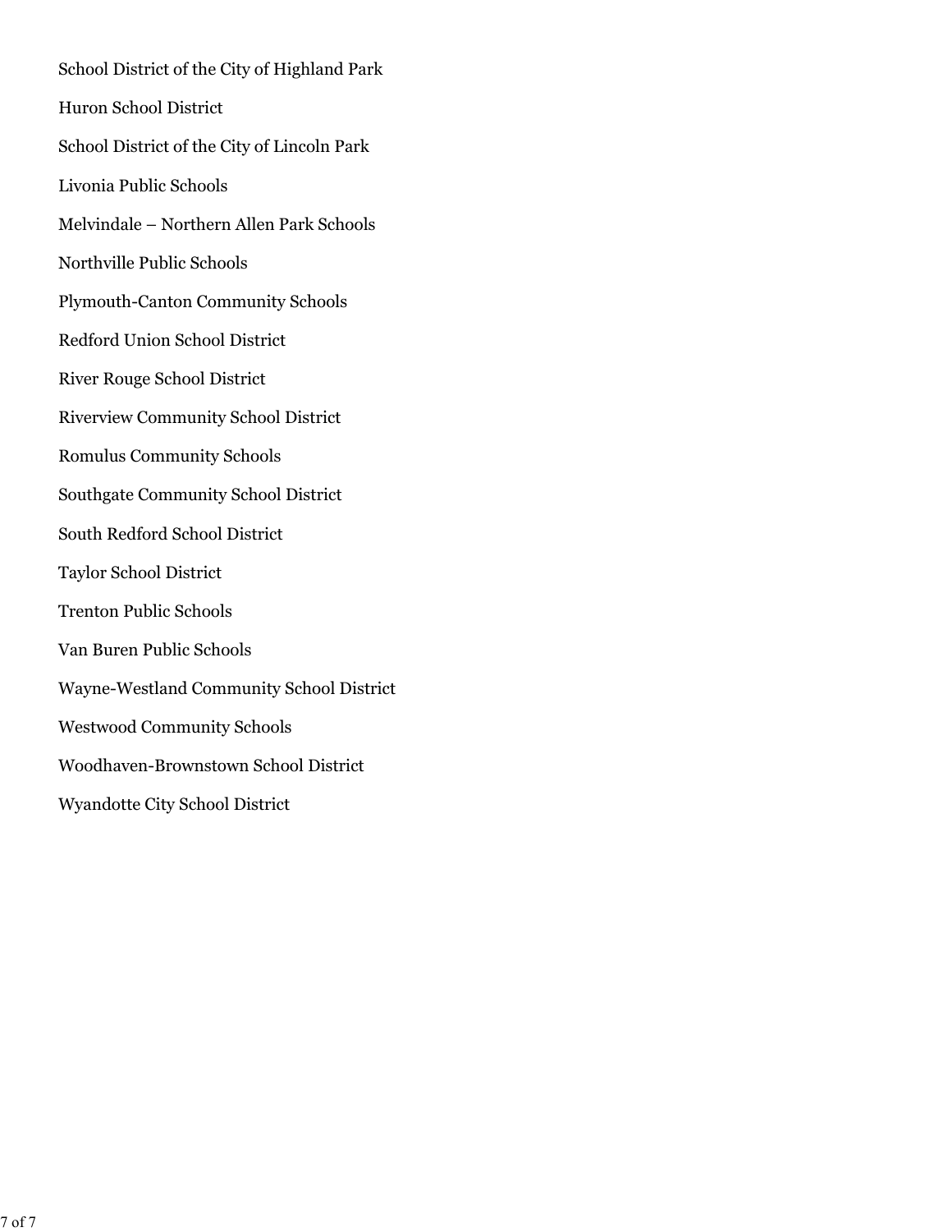School District of the City of Highland Park

Huron School District

School District of the City of Lincoln Park

Livonia Public Schools

Melvindale – Northern Allen Park Schools

Northville Public Schools

Plymouth-Canton Community Schools

Redford Union School District

River Rouge School District

Riverview Community School District

Romulus Community Schools

Southgate Community School District

South Redford School District

Taylor School District

Trenton Public Schools

Van Buren Public Schools

Wayne-Westland Community School District

Westwood Community Schools

Woodhaven-Brownstown School District

Wyandotte City School District